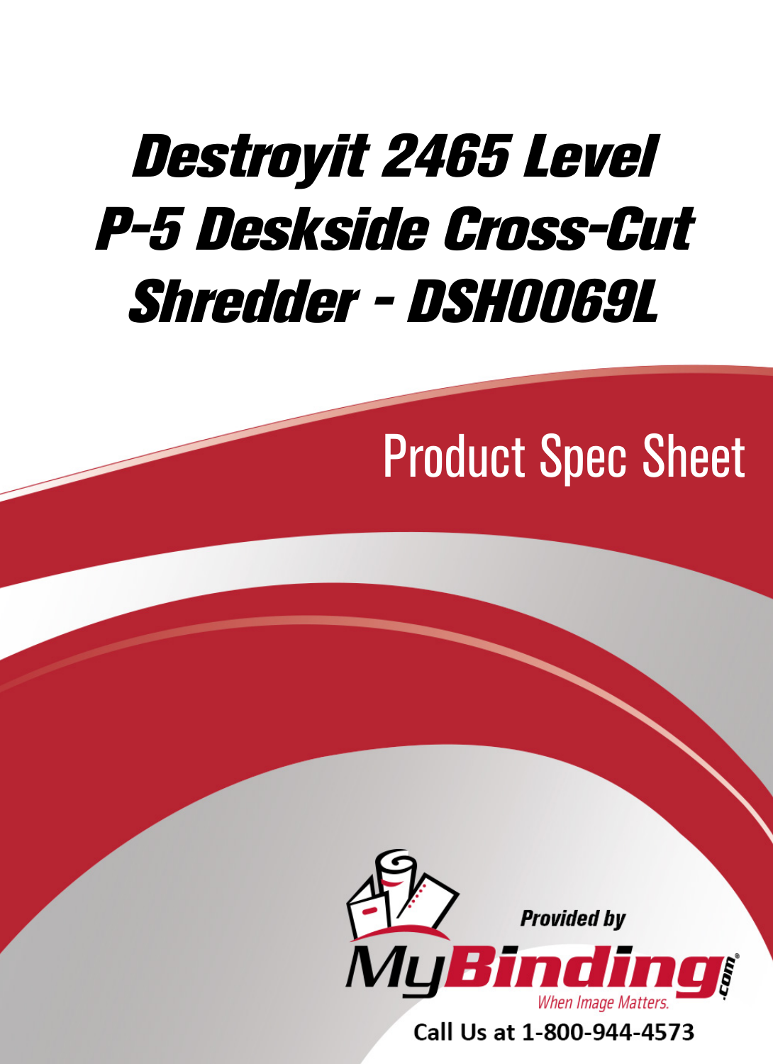# Destroyit 2465 Level P-5 Deskside Cross-Cut Shredder - DSH0069L

## Product Spec Sheet

Provided by

MyBinding.com

When Image Matters.

Call Us at 1-800-944-4573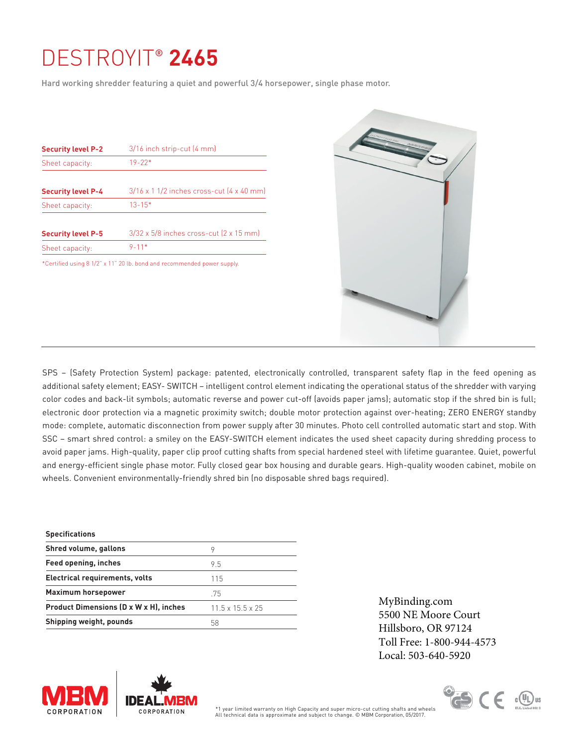# DESTROYIT® **2465**

Hard working shredder featuring a quiet and powerful 3/4 horsepower, single phase motor.

| **Security level P-2** | 3/16 inch strip-cut (4 mm) |
|---|---|
| Sheet capacity: | 19-22* |

| **Security level P-4** | 3/16 x 1 1/2 inches cross-cut (4 x 40 mm) |
|---|---|
| Sheet capacity: | 13-15* |

| **Security level P-5** | 3/32 x 5/8 inches cross-cut (2 x 15 mm) |
|---|---|
| Sheet capacity: | 9-11* |

*Certified using 8 1/2" x 11" 20 lb. bond and recommended power supply.

SPS – (Safety Protection System) package: patented, electronically controlled, transparent safety flap in the feed opening as additional safety element; EASY- SWITCH – intelligent control element indicating the operational status of the shredder with varying color codes and back-lit symbols; automatic reverse and power cut-off (avoids paper jams); automatic stop if the shred bin is full; electronic door protection via a magnetic proximity switch; double motor protection against over-heating; ZERO ENERGY standby mode: complete, automatic disconnection from power supply after 30 minutes. Photo cell controlled automatic start and stop. With SSC – smart shred control: a smiley on the EASY-SWITCH element indicates the used sheet capacity during shredding process to avoid paper jams. High-quality, paper clip proof cutting shafts from special hardened steel with lifetime guarantee. Quiet, powerful and energy-efficient single phase motor. Fully closed gear box housing and durable gears. High-quality wooden cabinet, mobile on wheels. Convenient environmentally-friendly shred bin (no disposable shred bags required).

| **Specifications** | |
|---|---|
| **Shred volume, gallons** | 9 |
| **Feed opening, inches** | 9.5 |
| **Electrical requirements, volts** | 115 |
| **Maximum horsepower** | .75 |
| **Product Dimensions (D x W x H), inches** | 11.5 x 15.5 x 25 |
| **Shipping weight, pounds** | 58 |

MyBinding.com
5500 NE Moore Court
Hillsboro, OR 97124
Toll Free: 1-800-944-4573
Local: 503-640-5920

MBM CORPORATION | IDEAL.MBM CORPORATION

*1 year limited warranty on High Capacity and super micro-cut cutting shafts and wheels
All technical data is approximate and subject to change. © MBM Corporation, 05/2017.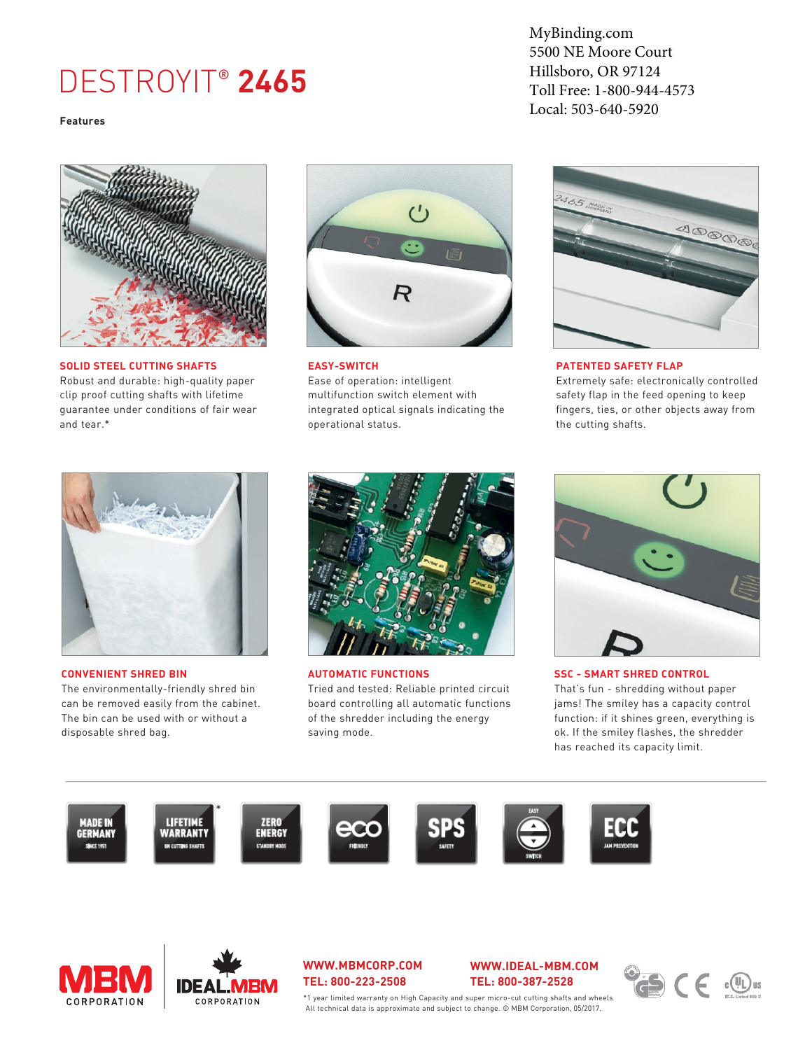# DESTROYIT® 2465

MyBinding.com
5500 NE Moore Court
Hillsboro, OR 97124
Toll Free: 1-800-944-4573
Local: 503-640-5920

**Features**

**SOLID STEEL CUTTING SHAFTS**
Robust and durable: high-quality paper clip proof cutting shafts with lifetime guarantee under conditions of fair wear and tear.*

**EASY-SWITCH**
Ease of operation: intelligent multifunction switch element with integrated optical signals indicating the operational status.

**PATENTED SAFETY FLAP**
Extremely safe: electronically controlled safety flap in the feed opening to keep fingers, ties, or other objects away from the cutting shafts.

**CONVENIENT SHRED BIN**
The environmentally-friendly shred bin can be removed easily from the cabinet. The bin can be used with or without a disposable shred bag.

**AUTOMATIC FUNCTIONS**
Tried and tested: Reliable printed circuit board controlling all automatic functions of the shredder including the energy saving mode.

**SSC - SMART SHRED CONTROL**
That's fun - shredding without paper jams! The smiley has a capacity control function: if it shines green, everything is ok. If the smiley flashes, the shredder has reached its capacity limit.

MADE IN GERMANY SINCE 1951 | LIFETIME WARRANTY ON CUTTING SHAFTS* | ZERO ENERGY STANDBY MODE | eco FRIENDLY | SPS SAFETY | EASY SWITCH | ECC JAM PREVENTION

MBM CORPORATION | IDEAL.MBM CORPORATION

**WWW.MBMCORP.COM**
**TEL: 800-223-2508**

**WWW.IDEAL-MBM.COM**
**TEL: 800-387-2528**

*1 year limited warranty on High Capacity and super micro-cut cutting shafts and wheels
All technical data is approximate and subject to change. © MBM Corporation, 05/2017.